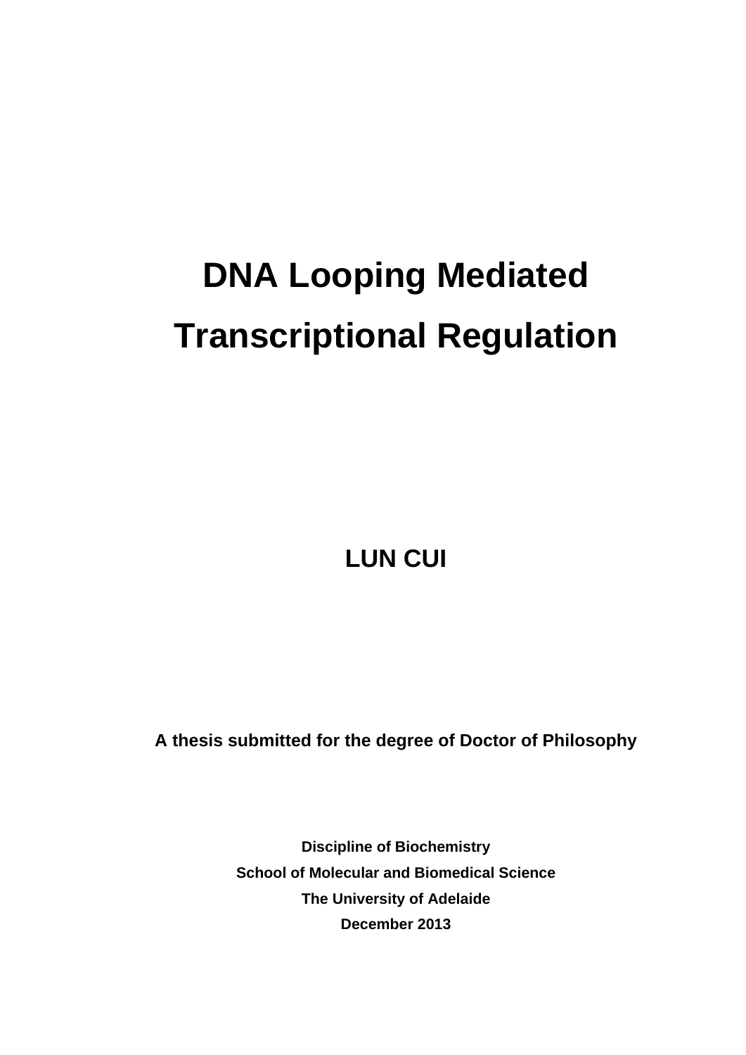# DNA Looping Mediated Transcriptional Regulation

**LUN CUI**

**A thesis submitted for the degree of Doctor of Philosophy**

**Discipline of Biochemistry**
**School of Molecular and Biomedical Science**
**The University of Adelaide**
**December 2013**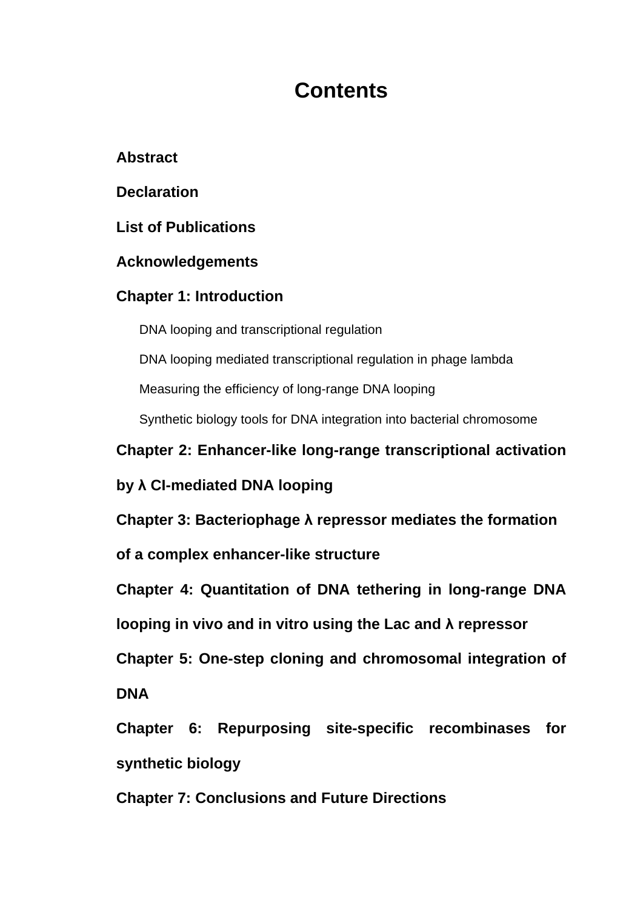# Contents

**Abstract**

**Declaration**

**List of Publications**

**Acknowledgements**

**Chapter 1: Introduction**

- DNA looping and transcriptional regulation
- DNA looping mediated transcriptional regulation in phage lambda
- Measuring the efficiency of long-range DNA looping
- Synthetic biology tools for DNA integration into bacterial chromosome

**Chapter 2: Enhancer-like long-range transcriptional activation by λ CI-mediated DNA looping**

**Chapter 3: Bacteriophage λ repressor mediates the formation of a complex enhancer-like structure**

**Chapter 4: Quantitation of DNA tethering in long-range DNA looping in vivo and in vitro using the Lac and λ repressor**

**Chapter 5: One-step cloning and chromosomal integration of DNA**

**Chapter 6: Repurposing site-specific recombinases for synthetic biology**

**Chapter 7: Conclusions and Future Directions**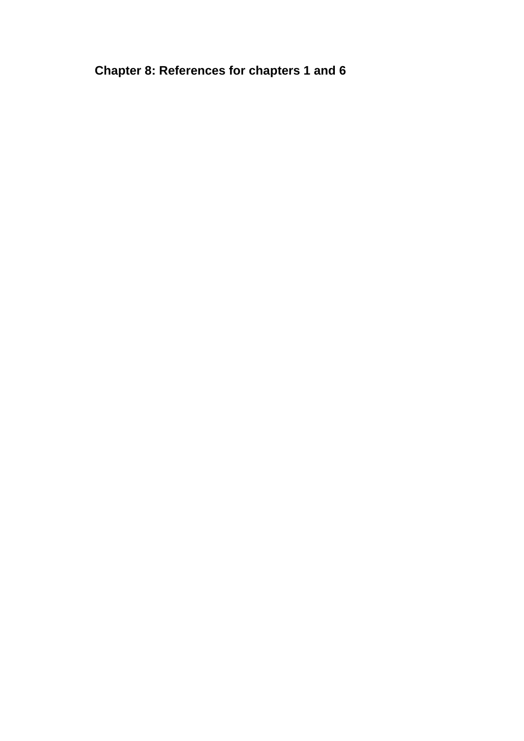# Chapter 8: References for chapters 1 and 6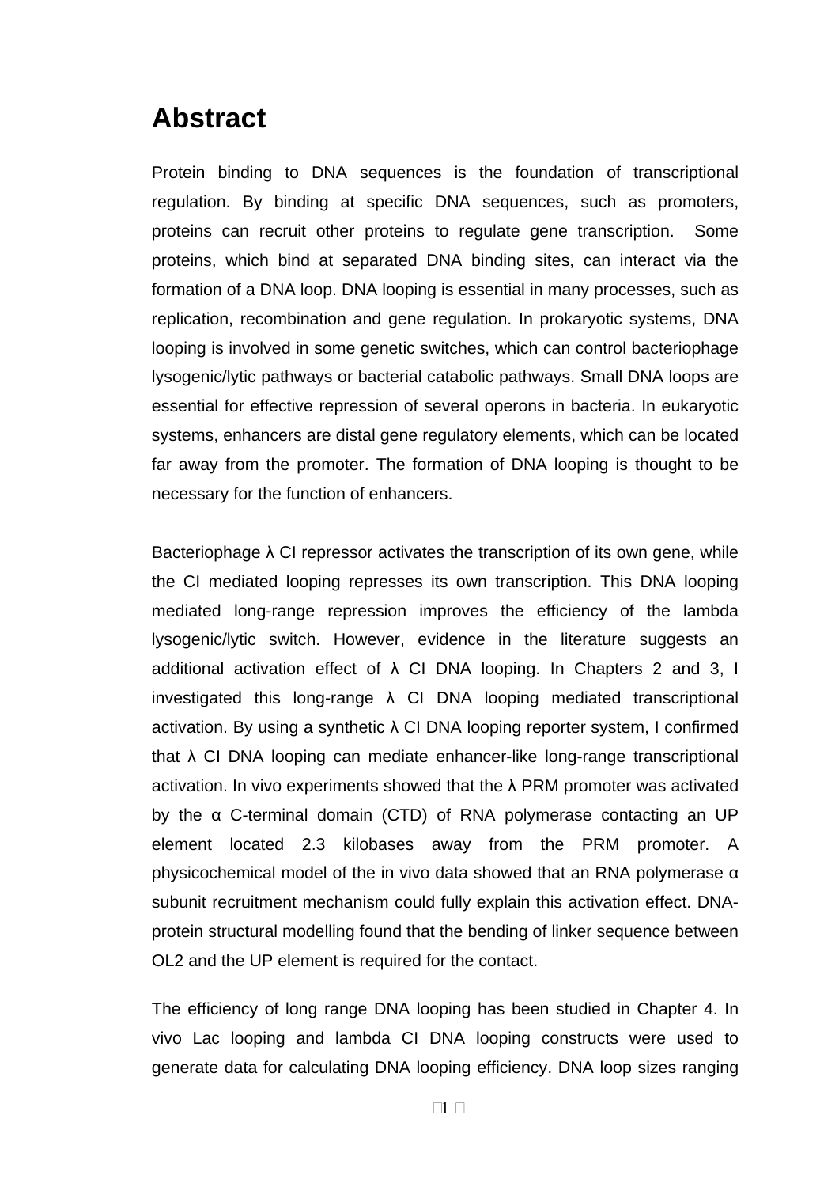# Abstract

Protein binding to DNA sequences is the foundation of transcriptional regulation. By binding at specific DNA sequences, such as promoters, proteins can recruit other proteins to regulate gene transcription. Some proteins, which bind at separated DNA binding sites, can interact via the formation of a DNA loop. DNA looping is essential in many processes, such as replication, recombination and gene regulation. In prokaryotic systems, DNA looping is involved in some genetic switches, which can control bacteriophage lysogenic/lytic pathways or bacterial catabolic pathways. Small DNA loops are essential for effective repression of several operons in bacteria. In eukaryotic systems, enhancers are distal gene regulatory elements, which can be located far away from the promoter. The formation of DNA looping is thought to be necessary for the function of enhancers.

Bacteriophage λ CI repressor activates the transcription of its own gene, while the CI mediated looping represses its own transcription. This DNA looping mediated long-range repression improves the efficiency of the lambda lysogenic/lytic switch. However, evidence in the literature suggests an additional activation effect of λ CI DNA looping. In Chapters 2 and 3, I investigated this long-range λ CI DNA looping mediated transcriptional activation. By using a synthetic λ CI DNA looping reporter system, I confirmed that λ CI DNA looping can mediate enhancer-like long-range transcriptional activation. In vivo experiments showed that the λ PRM promoter was activated by the α C-terminal domain (CTD) of RNA polymerase contacting an UP element located 2.3 kilobases away from the PRM promoter. A physicochemical model of the in vivo data showed that an RNA polymerase α subunit recruitment mechanism could fully explain this activation effect. DNA-protein structural modelling found that the bending of linker sequence between OL2 and the UP element is required for the contact.

The efficiency of long range DNA looping has been studied in Chapter 4. In vivo Lac looping and lambda CI DNA looping constructs were used to generate data for calculating DNA looping efficiency. DNA loop sizes ranging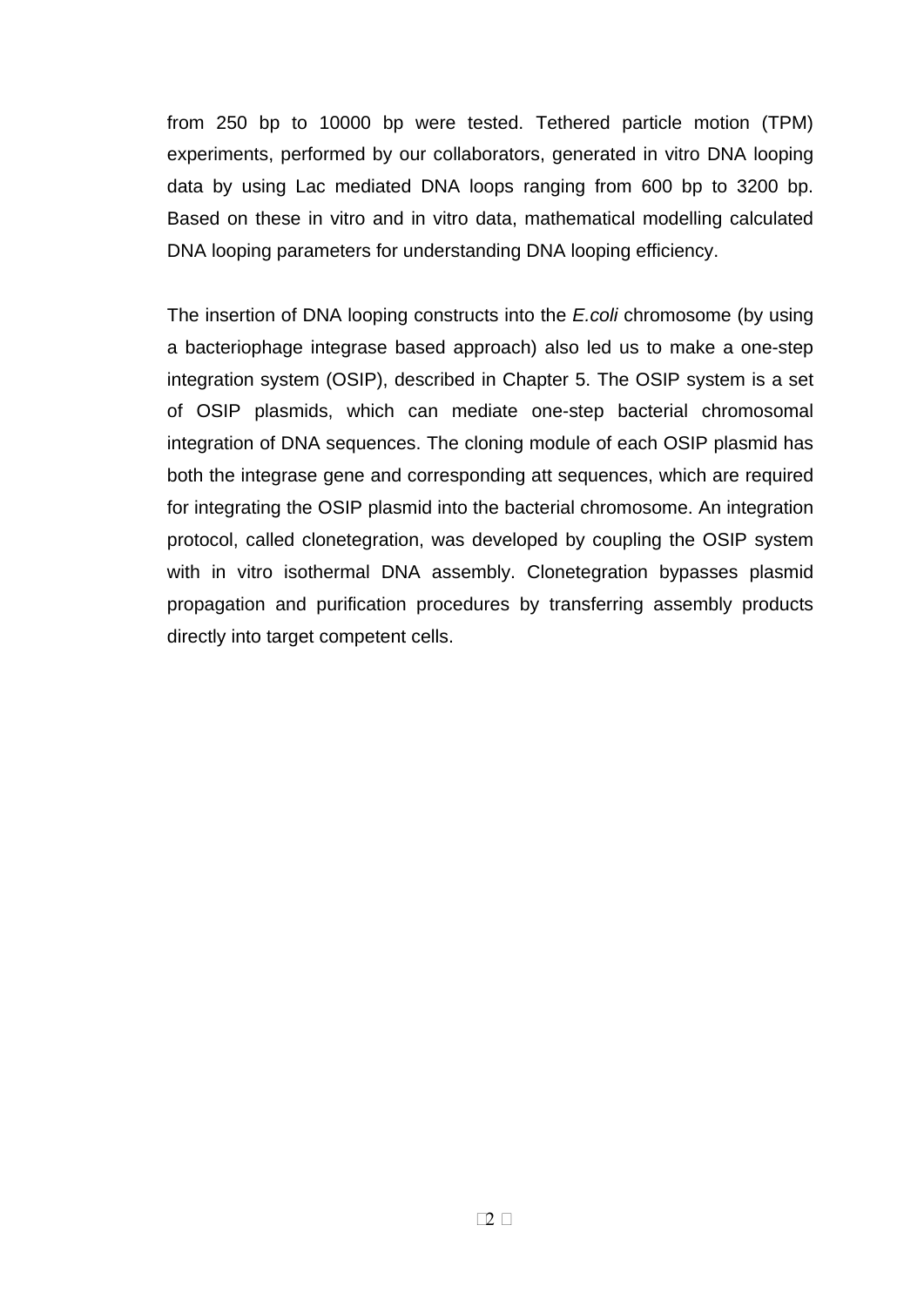from 250 bp to 10000 bp were tested. Tethered particle motion (TPM) experiments, performed by our collaborators, generated in vitro DNA looping data by using Lac mediated DNA loops ranging from 600 bp to 3200 bp. Based on these in vitro and in vitro data, mathematical modelling calculated DNA looping parameters for understanding DNA looping efficiency.

The insertion of DNA looping constructs into the *E.coli* chromosome (by using a bacteriophage integrase based approach) also led us to make a one-step integration system (OSIP), described in Chapter 5. The OSIP system is a set of OSIP plasmids, which can mediate one-step bacterial chromosomal integration of DNA sequences. The cloning module of each OSIP plasmid has both the integrase gene and corresponding att sequences, which are required for integrating the OSIP plasmid into the bacterial chromosome. An integration protocol, called clonetegration, was developed by coupling the OSIP system with in vitro isothermal DNA assembly. Clonetegration bypasses plasmid propagation and purification procedures by transferring assembly products directly into target competent cells.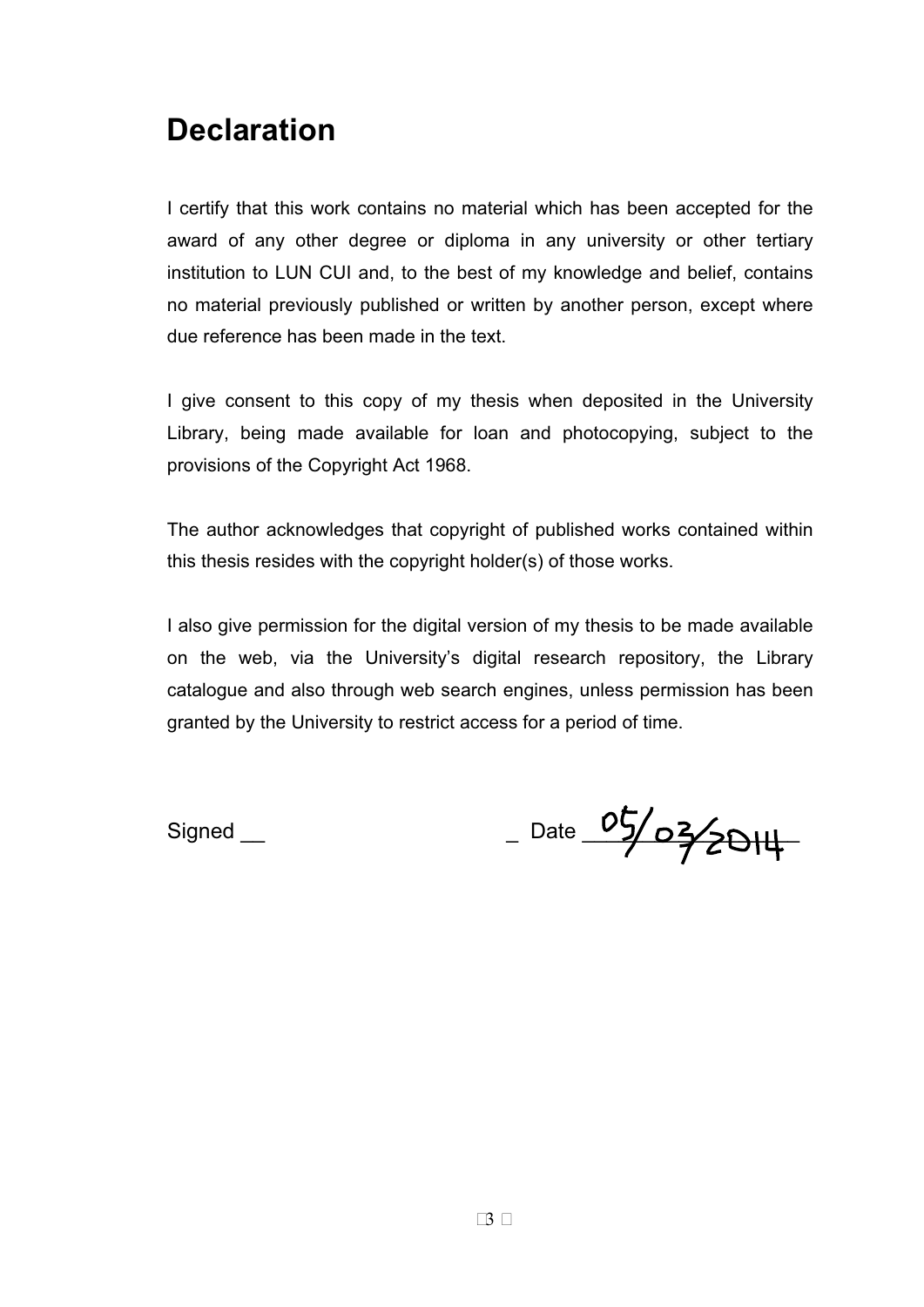# Declaration

I certify that this work contains no material which has been accepted for the award of any other degree or diploma in any university or other tertiary institution to LUN CUI and, to the best of my knowledge and belief, contains no material previously published or written by another person, except where due reference has been made in the text.

I give consent to this copy of my thesis when deposited in the University Library, being made available for loan and photocopying, subject to the provisions of the Copyright Act 1968.

The author acknowledges that copyright of published works contained within this thesis resides with the copyright holder(s) of those works.

I also give permission for the digital version of my thesis to be made available on the web, via the University's digital research repository, the Library catalogue and also through web search engines, unless permission has been granted by the University to restrict access for a period of time.

Signed __ _ Date 05/03/2014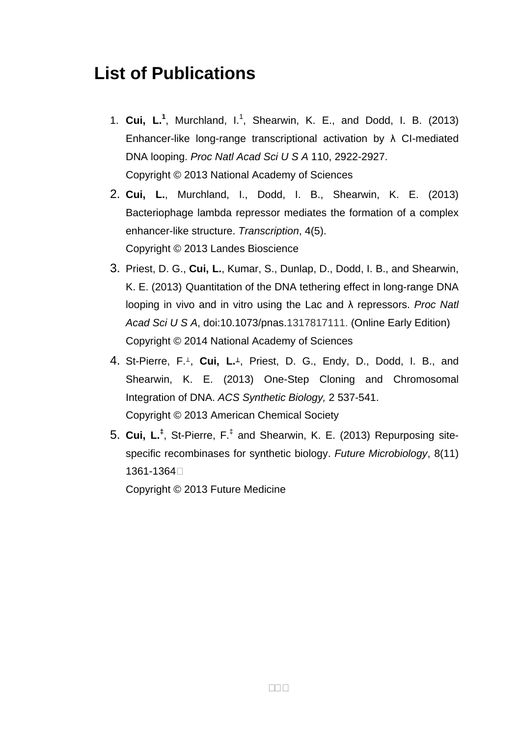# List of Publications

1. **Cui, L.**[1], Murchland, I.[1], Shearwin, K. E., and Dodd, I. B. (2013) Enhancer-like long-range transcriptional activation by λ CI-mediated DNA looping. *Proc Natl Acad Sci U S A* 110, 2922-2927.
   Copyright © 2013 National Academy of Sciences
2. **Cui, L.**, Murchland, I., Dodd, I. B., Shearwin, K. E. (2013) Bacteriophage lambda repressor mediates the formation of a complex enhancer-like structure. *Transcription*, 4(5).
   Copyright © 2013 Landes Bioscience
3. Priest, D. G., **Cui, L.**, Kumar, S., Dunlap, D., Dodd, I. B., and Shearwin, K. E. (2013) Quantitation of the DNA tethering effect in long-range DNA looping in vivo and in vitro using the Lac and λ repressors. *Proc Natl Acad Sci U S A*, doi:10.1073/pnas.1317817111. (Online Early Edition)
   Copyright © 2014 National Academy of Sciences
4. St-Pierre, F.[⊥], **Cui, L.**[⊥], Priest, D. G., Endy, D., Dodd, I. B., and Shearwin, K. E. (2013) One-Step Cloning and Chromosomal Integration of DNA. *ACS Synthetic Biology,* 2 537-541.
   Copyright © 2013 American Chemical Society
5. **Cui, L.**[‡], St-Pierre, F.[‡] and Shearwin, K. E. (2013) Repurposing site-specific recombinases for synthetic biology. *Future Microbiology*, 8(11) 1361-1364
   Copyright © 2013 Future Medicine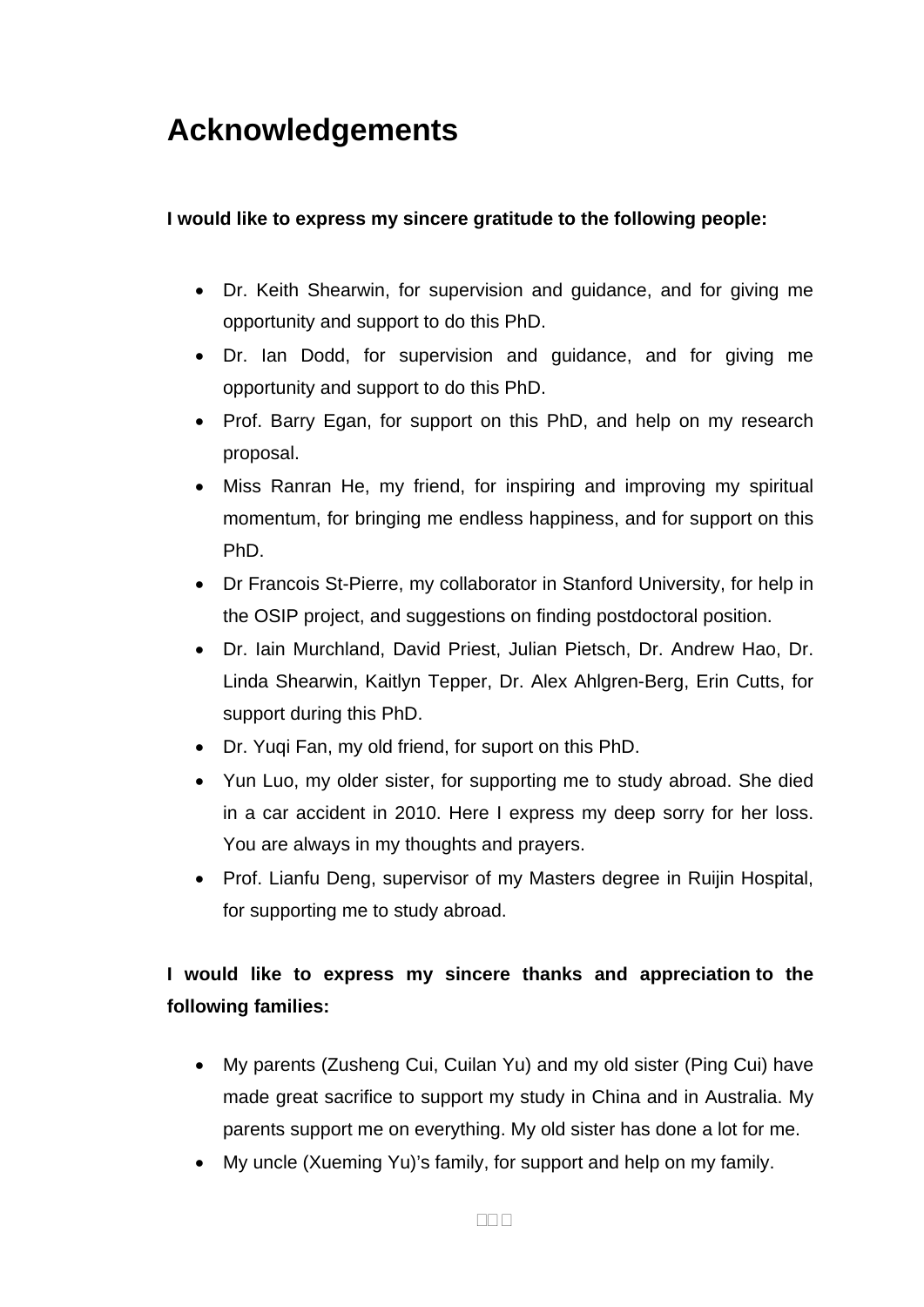# Acknowledgements

**I would like to express my sincere gratitude to the following people:**

- Dr. Keith Shearwin, for supervision and guidance, and for giving me opportunity and support to do this PhD.
- Dr. Ian Dodd, for supervision and guidance, and for giving me opportunity and support to do this PhD.
- Prof. Barry Egan, for support on this PhD, and help on my research proposal.
- Miss Ranran He, my friend, for inspiring and improving my spiritual momentum, for bringing me endless happiness, and for support on this PhD.
- Dr Francois St-Pierre, my collaborator in Stanford University, for help in the OSIP project, and suggestions on finding postdoctoral position.
- Dr. Iain Murchland, David Priest, Julian Pietsch, Dr. Andrew Hao, Dr. Linda Shearwin, Kaitlyn Tepper, Dr. Alex Ahlgren-Berg, Erin Cutts, for support during this PhD.
- Dr. Yuqi Fan, my old friend, for suport on this PhD.
- Yun Luo, my older sister, for supporting me to study abroad. She died in a car accident in 2010. Here I express my deep sorry for her loss. You are always in my thoughts and prayers.
- Prof. Lianfu Deng, supervisor of my Masters degree in Ruijin Hospital, for supporting me to study abroad.

**I would like to express my sincere thanks and appreciation to the following families:**

- My parents (Zusheng Cui, Cuilan Yu) and my old sister (Ping Cui) have made great sacrifice to support my study in China and in Australia. My parents support me on everything. My old sister has done a lot for me.
- My uncle (Xueming Yu)'s family, for support and help on my family.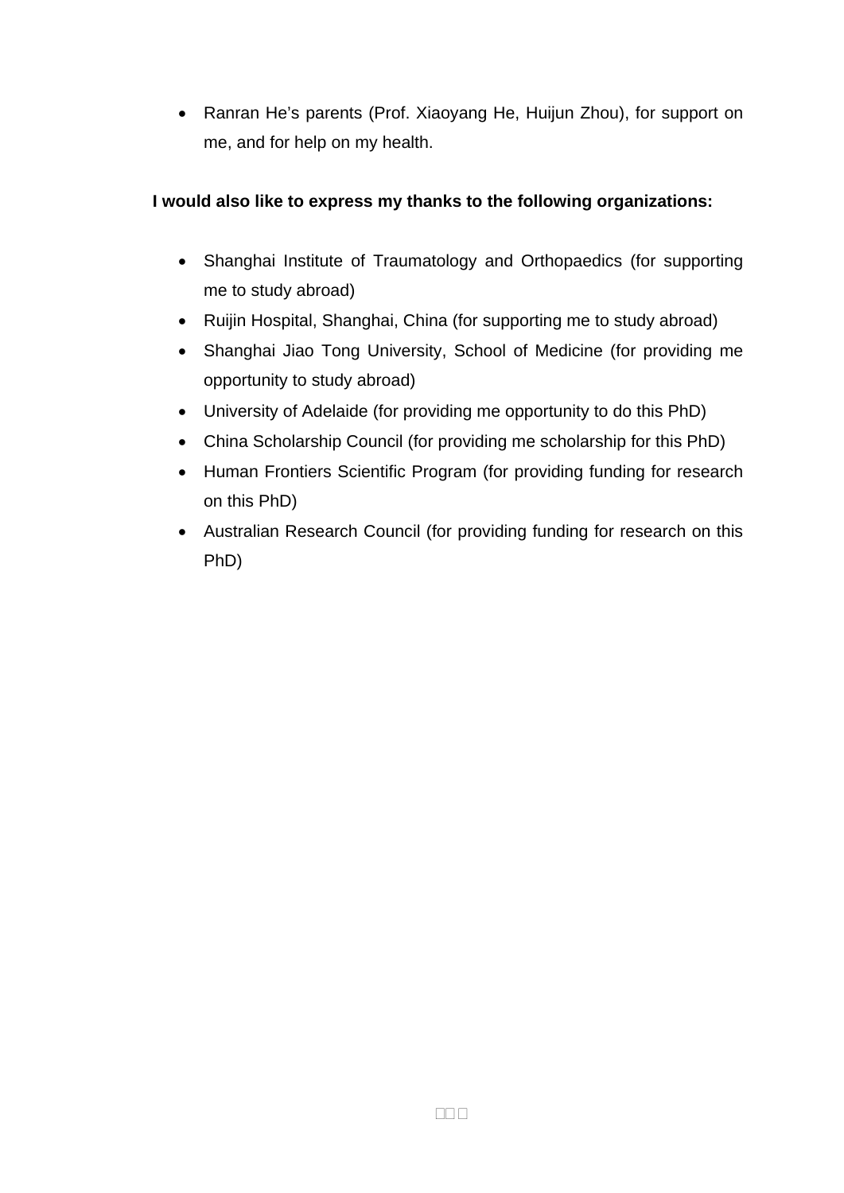- Ranran He's parents (Prof. Xiaoyang He, Huijun Zhou), for support on me, and for help on my health.

**I would also like to express my thanks to the following organizations:**

- Shanghai Institute of Traumatology and Orthopaedics (for supporting me to study abroad)
- Ruijin Hospital, Shanghai, China (for supporting me to study abroad)
- Shanghai Jiao Tong University, School of Medicine (for providing me opportunity to study abroad)
- University of Adelaide (for providing me opportunity to do this PhD)
- China Scholarship Council (for providing me scholarship for this PhD)
- Human Frontiers Scientific Program (for providing funding for research on this PhD)
- Australian Research Council (for providing funding for research on this PhD)